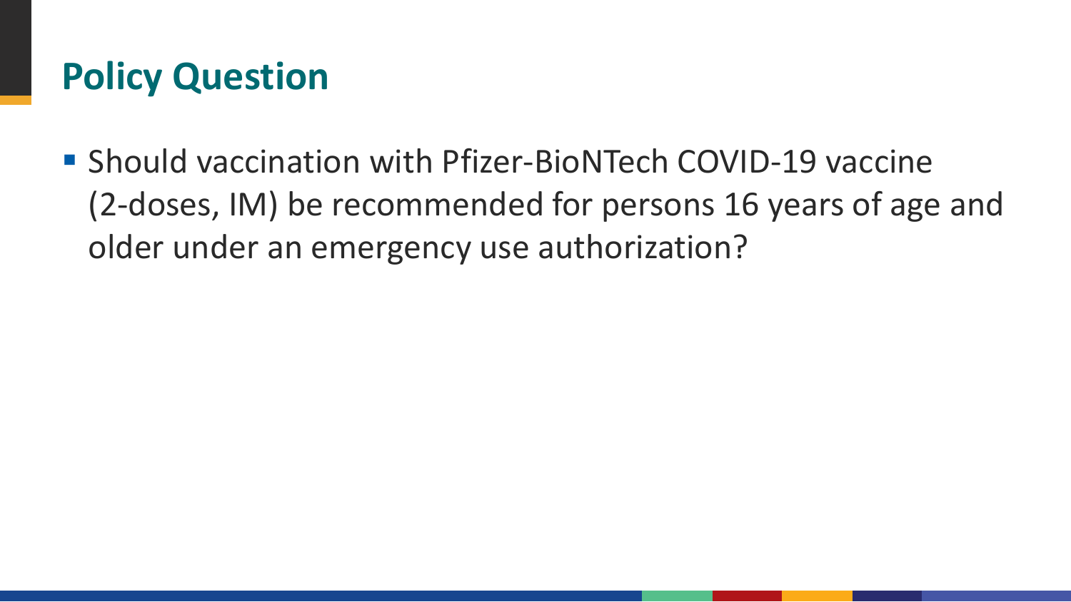# Policy Question

- Should vaccination with Pfizer-BioNTech COVID-19 vaccine (2-doses, IM) be recommended for persons 16 years of age and older under an emergency use authorization?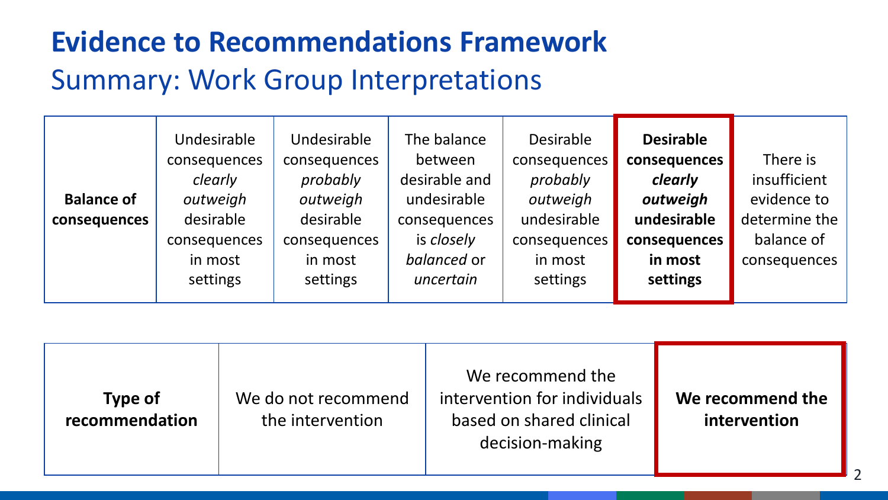# Evidence to Recommendations Framework

## Summary: Work Group Interpretations

| **Balance of consequences** | Undesirable consequences *clearly outweigh* desirable consequences in most settings | Undesirable consequences *probably outweigh* desirable consequences in most settings | The balance between desirable and undesirable consequences is *closely balanced* or *uncertain* | Desirable consequences *probably outweigh* undesirable consequences in most settings | **Desirable consequences *clearly outweigh* undesirable consequences in most settings** | There is insufficient evidence to determine the balance of consequences |
|---|---|---|---|---|---|---|

| **Type of recommendation** | We do not recommend the intervention | We recommend the intervention for individuals based on shared clinical decision-making | **We recommend the intervention** |
|---|---|---|---|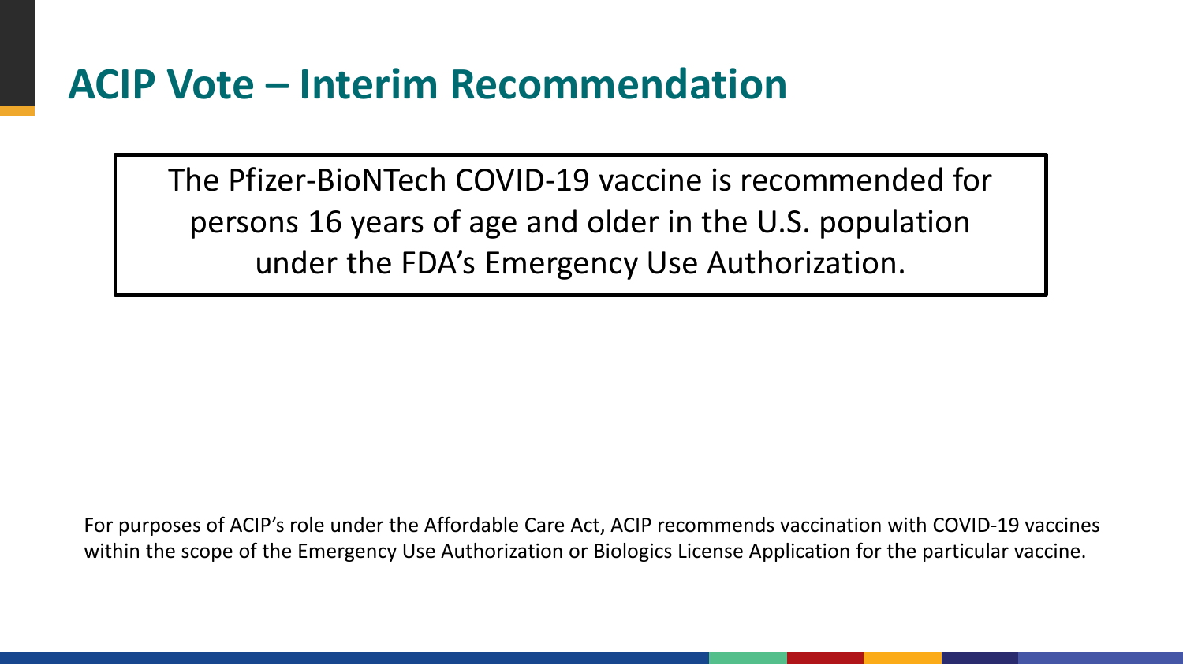# ACIP Vote – Interim Recommendation

The Pfizer-BioNTech COVID-19 vaccine is recommended for persons 16 years of age and older in the U.S. population under the FDA's Emergency Use Authorization.

For purposes of ACIP's role under the Affordable Care Act, ACIP recommends vaccination with COVID-19 vaccines within the scope of the Emergency Use Authorization or Biologics License Application for the particular vaccine.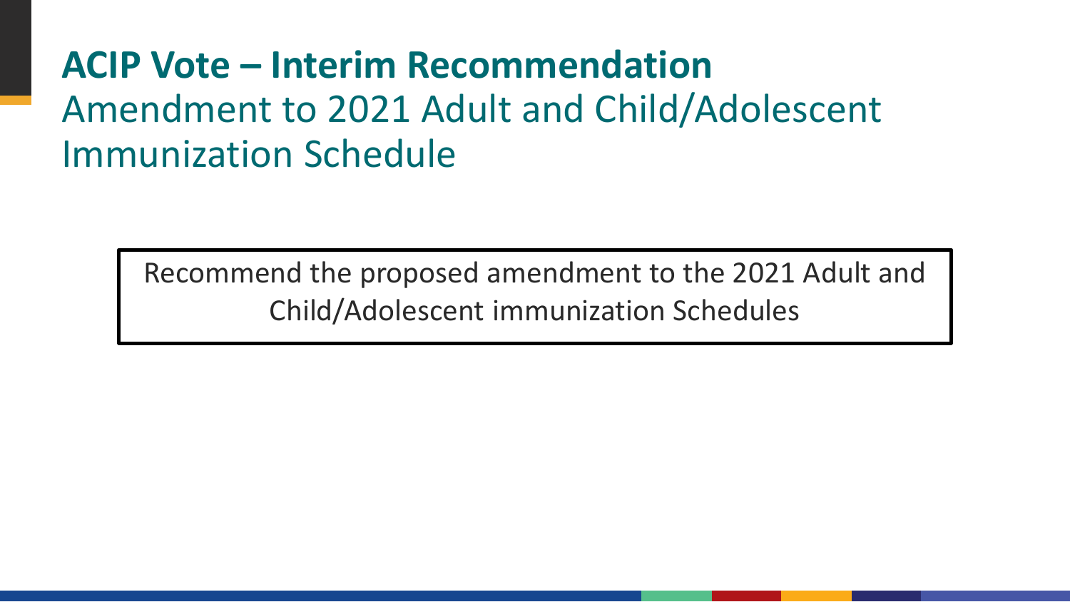# ACIP Vote – Interim Recommendation

## Amendment to 2021 Adult and Child/Adolescent Immunization Schedule

Recommend the proposed amendment to the 2021 Adult and Child/Adolescent immunization Schedules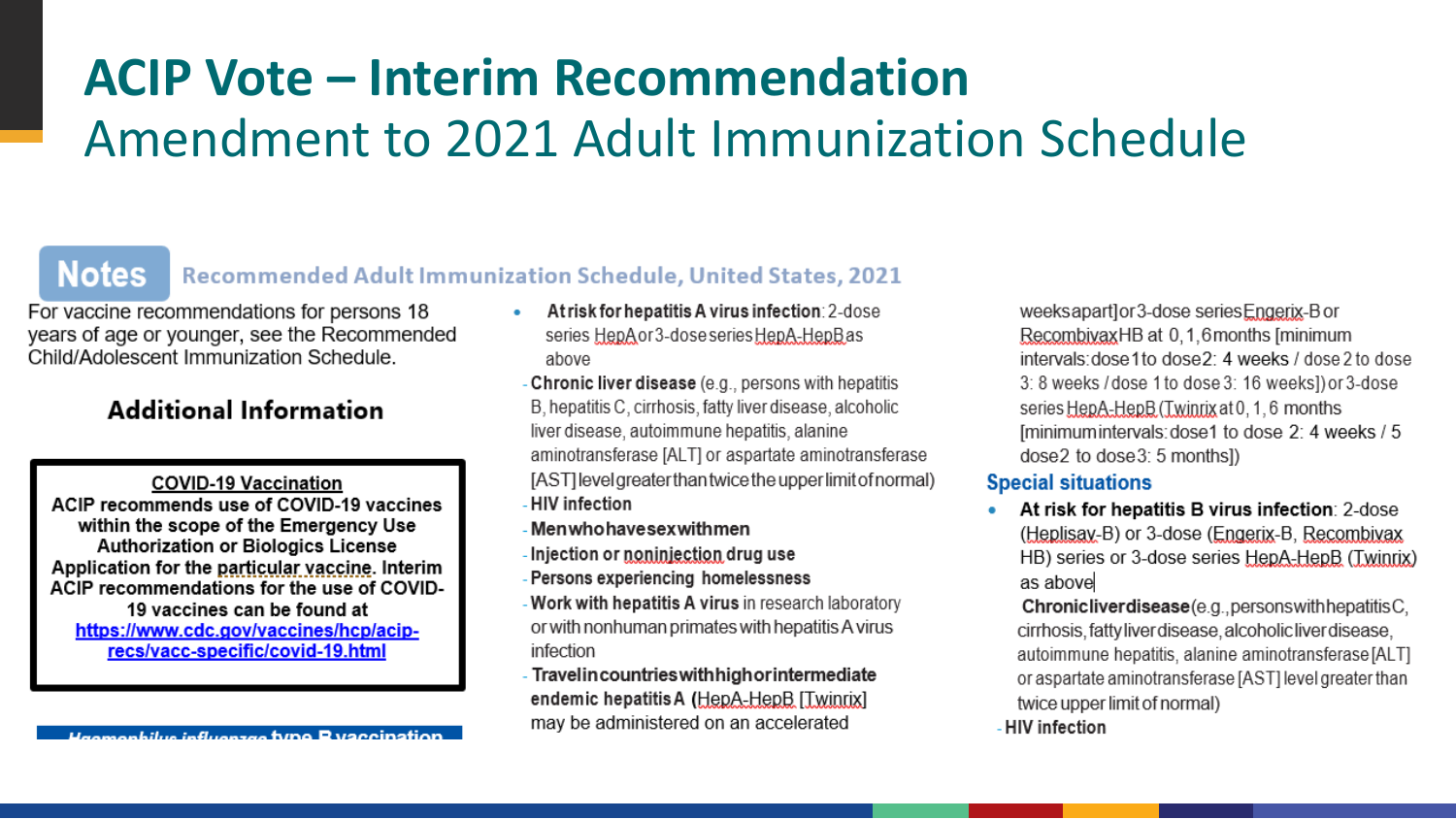# ACIP Vote – Interim Recommendation

## Amendment to 2021 Adult Immunization Schedule

**Notes** Recommended Adult Immunization Schedule, United States, 2021

For vaccine recommendations for persons 18 years of age or younger, see the Recommended Child/Adolescent Immunization Schedule.

### Additional Information

**COVID-19 Vaccination**

**ACIP recommends use of COVID-19 vaccines within the scope of the Emergency Use Authorization or Biologics License Application for the particular vaccine. Interim ACIP recommendations for the use of COVID-19 vaccines can be found at https://www.cdc.gov/vaccines/hcp/acip-recs/vacc-specific/covid-19.html**

***Haemophilus influenzae* type B vaccination**

- **At risk for hepatitis A virus infection**: 2-dose series HepA or 3-dose series HepA-HepB as above
  - **Chronic liver disease** (e.g., persons with hepatitis B, hepatitis C, cirrhosis, fatty liver disease, alcoholic liver disease, autoimmune hepatitis, alanine aminotransferase [ALT] or aspartate aminotransferase [AST] level greater than twice the upper limit of normal)
  - **HIV infection**
  - **Men who have sex with men**
  - **Injection or noninjection drug use**
  - **Persons experiencing homelessness**
  - **Work with hepatitis A virus** in research laboratory or with nonhuman primates with hepatitis A virus infection
  - **Travel in countries with high or intermediate endemic hepatitis A** (HepA-HepB [Twinrix] may be administered on an accelerated

weeks apart] or 3-dose series Engerix-B or Recombivax HB at 0, 1, 6 months [minimum intervals: dose 1 to dose 2: 4 weeks / dose 2 to dose 3: 8 weeks / dose 1 to dose 3: 16 weeks]) or 3-dose series HepA-HepB (Twinrix at 0, 1, 6 months [minimum intervals: dose 1 to dose 2: 4 weeks / 5 dose 2 to dose 3: 5 months])

**Special situations**

- **At risk for hepatitis B virus infection**: 2-dose (Heplisav-B) or 3-dose (Engerix-B, Recombivax HB) series or 3-dose series HepA-HepB (Twinrix) as above
  - **Chronic liver disease** (e.g., persons with hepatitis C, cirrhosis, fatty liver disease, alcoholic liver disease, autoimmune hepatitis, alanine aminotransferase [ALT] or aspartate aminotransferase [AST] level greater than twice upper limit of normal)
  - **HIV infection**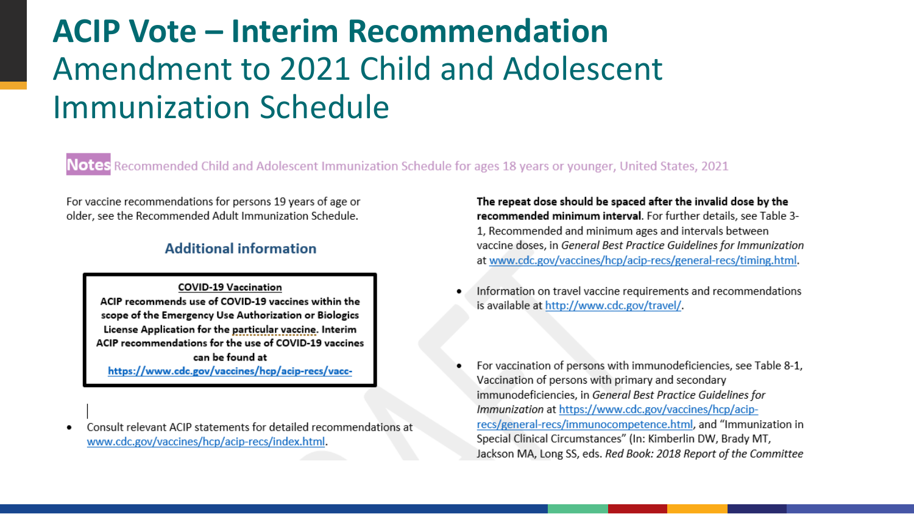# ACIP Vote – Interim Recommendation

Amendment to 2021 Child and Adolescent Immunization Schedule

**Notes** Recommended Child and Adolescent Immunization Schedule for ages 18 years or younger, United States, 2021

For vaccine recommendations for persons 19 years of age or older, see the Recommended Adult Immunization Schedule.

## Additional information

**COVID-19 Vaccination**

**ACIP recommends use of COVID-19 vaccines within the scope of the Emergency Use Authorization or Biologics License Application for the particular vaccine. Interim ACIP recommendations for the use of COVID-19 vaccines can be found at https://www.cdc.gov/vaccines/hcp/acip-recs/vacc-**

- Consult relevant ACIP statements for detailed recommendations at www.cdc.gov/vaccines/hcp/acip-recs/index.html.

**The repeat dose should be spaced after the invalid dose by the recommended minimum interval**. For further details, see Table 3-1, Recommended and minimum ages and intervals between vaccine doses, in *General Best Practice Guidelines for Immunization* at www.cdc.gov/vaccines/hcp/acip-recs/general-recs/timing.html.

- Information on travel vaccine requirements and recommendations is available at http://www.cdc.gov/travel/.
- For vaccination of persons with immunodeficiencies, see Table 8-1, Vaccination of persons with primary and secondary immunodeficiencies, in *General Best Practice Guidelines for Immunization* at https://www.cdc.gov/vaccines/hcp/acip-recs/general-recs/immunocompetence.html, and "Immunization in Special Clinical Circumstances" (In: Kimberlin DW, Brady MT, Jackson MA, Long SS, eds. *Red Book: 2018 Report of the Committee*